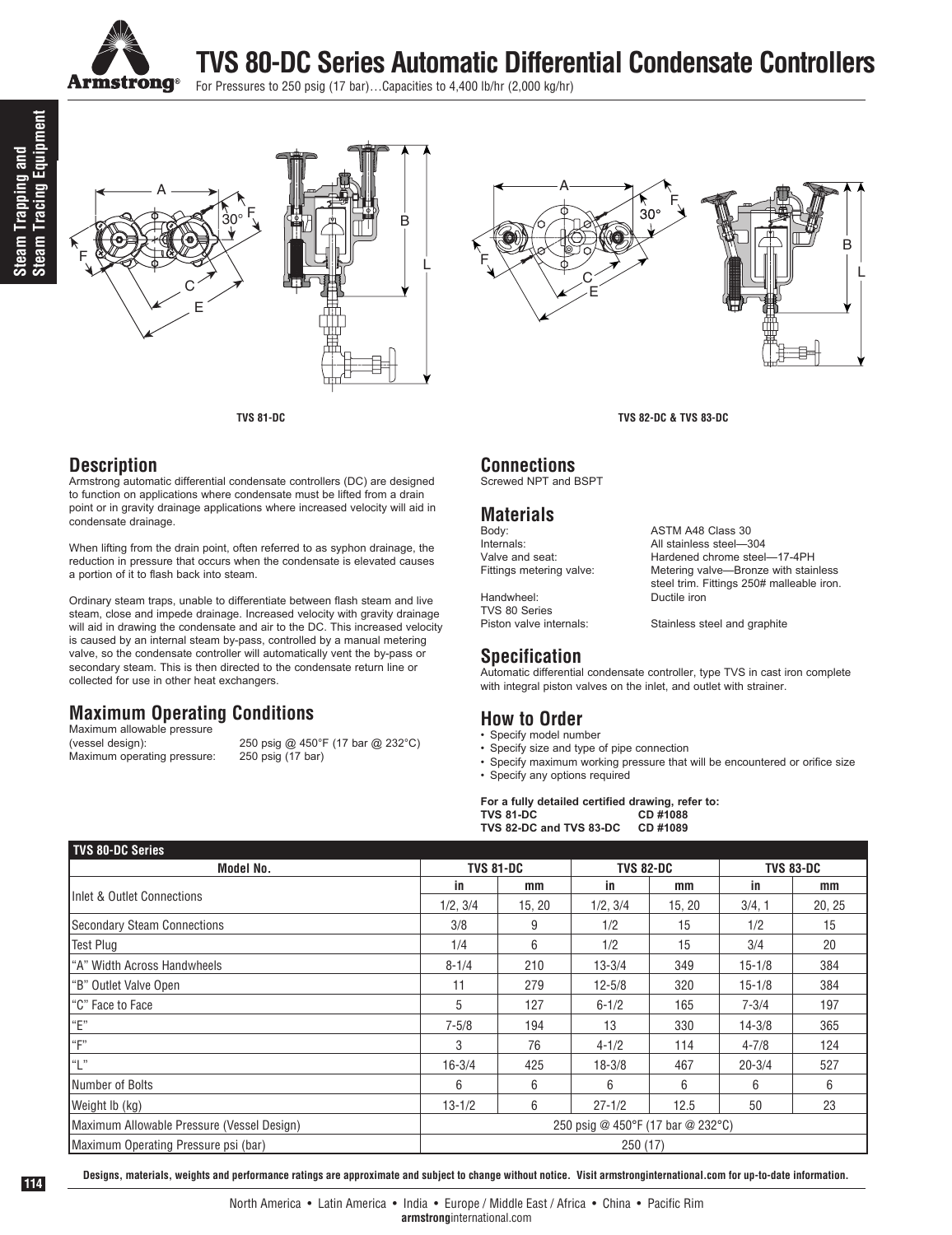# TVS 80-DC Series Automatic Differential Condensate Controllers

For Pressures to 250 psig (17 bar)…Capacities to 4,400 lb/hr (2,000 kg/hr)

TVS 81-DC

TVS 82-DC & TVS 83-DC

## Description

Armstrong automatic differential condensate controllers (DC) are designed to function on applications where condensate must be lifted from a drain point or in gravity drainage applications where increased velocity will aid in condensate drainage.

When lifting from the drain point, often referred to as syphon drainage, the reduction in pressure that occurs when the condensate is elevated causes a portion of it to flash back into steam.

Ordinary steam traps, unable to differentiate between flash steam and live steam, close and impede drainage. Increased velocity with gravity drainage will aid in drawing the condensate and air to the DC. This increased velocity is caused by an internal steam by-pass, controlled by a manual metering valve, so the condensate controller will automatically vent the by-pass or secondary steam. This is then directed to the condensate return line or collected for use in other heat exchangers.

## Maximum Operating Conditions

Maximum allowable pressure (vessel design): 250 psig @ 450°F (17 bar @ 232°C)
Maximum operating pressure: 250 psig (17 bar)

## Connections

Screwed NPT and BSPT

## Materials

| | |
|---|---|
| Body: | ASTM A48 Class 30 |
| Internals: | All stainless steel—304 |
| Valve and seat: | Hardened chrome steel—17-4PH |
| Fittings metering valve: | Metering valve—Bronze with stainless steel trim. Fittings 250# malleable iron. |
| Handwheel: | Ductile iron |
| TVS 80 Series Piston valve internals: | Stainless steel and graphite |

## Specification

Automatic differential condensate controller, type TVS in cast iron complete with integral piston valves on the inlet, and outlet with strainer.

## How to Order

- Specify model number
- Specify size and type of pipe connection
- Specify maximum working pressure that will be encountered or orifice size
- Specify any options required

**For a fully detailed certified drawing, refer to:**
**TVS 81-DC CD #1088**
**TVS 82-DC and TVS 83-DC CD #1089**

| TVS 80-DC Series | | | | | | |
|---|---|---|---|---|---|---|
| Model No. | TVS 81-DC | | TVS 82-DC | | TVS 83-DC | |
| Inlet & Outlet Connections | in | mm | in | mm | in | mm |
| | 1/2, 3/4 | 15, 20 | 1/2, 3/4 | 15, 20 | 3/4, 1 | 20, 25 |
| Secondary Steam Connections | 3/8 | 9 | 1/2 | 15 | 1/2 | 15 |
| Test Plug | 1/4 | 6 | 1/2 | 15 | 3/4 | 20 |
| "A" Width Across Handwheels | 8-1/4 | 210 | 13-3/4 | 349 | 15-1/8 | 384 |
| "B" Outlet Valve Open | 11 | 279 | 12-5/8 | 320 | 15-1/8 | 384 |
| "C" Face to Face | 5 | 127 | 6-1/2 | 165 | 7-3/4 | 197 |
| "E" | 7-5/8 | 194 | 13 | 330 | 14-3/8 | 365 |
| "F" | 3 | 76 | 4-1/2 | 114 | 4-7/8 | 124 |
| "L" | 16-3/4 | 425 | 18-3/8 | 467 | 20-3/4 | 527 |
| Number of Bolts | 6 | 6 | 6 | 6 | 6 | 6 |
| Weight lb (kg) | 13-1/2 | 6 | 27-1/2 | 12.5 | 50 | 23 |
| Maximum Allowable Pressure (Vessel Design) | 250 psig @ 450°F (17 bar @ 232°C) | | | | | |
| Maximum Operating Pressure psi (bar) | 250 (17) | | | | | |

**Designs, materials, weights and performance ratings are approximate and subject to change without notice. Visit armstronginternational.com for up-to-date information.**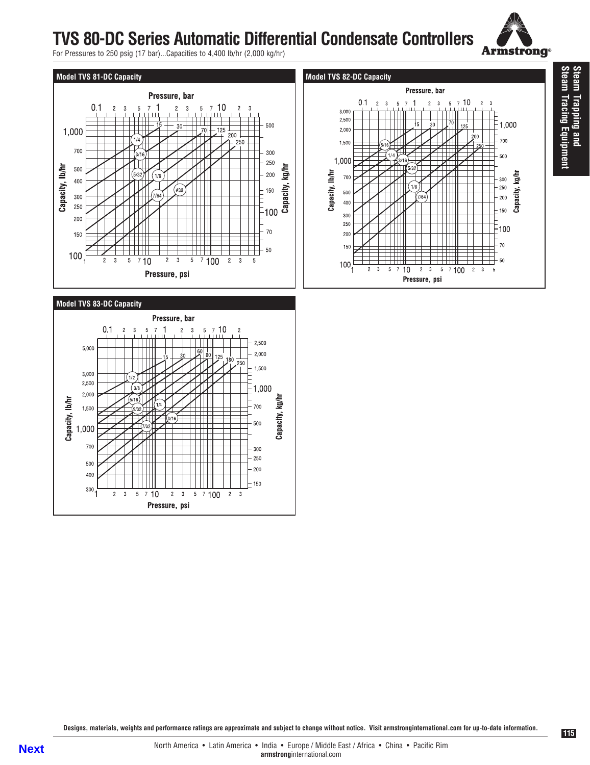# TVS 80-DC Series Automatic Differential Condensate Controllers

For Pressures to 250 psig (17 bar)...Capacities to 4,400 lb/hr (2,000 kg/hr)

### Model TVS 81-DC Capacity

Pressure, bar

0.1 2 3 5 7 1 2 3 5 7 10 2 3

15 30 70 125 200 250

1/4 3/16 5/32 1/8 #38 7/64

Capacity, lb/hr

1,000 700 500 400 300 250 200 150 100

Capacity, kg/hr

500 300 250 200 150 100 70 50

1 2 3 5 7 10 2 3 5 7 100 2 3 5

Pressure, psi

### Model TVS 82-DC Capacity

Pressure, bar

0.1 2 3 5 7 1 2 3 5 7 10 2 3

15 30 70 125 200 250

5/16 1/4 3/16 5/32 1/8 7/64

Capacity, lb/hr

3,000 2,500 2,000 1,500 1,000 700 500 400 300 250 200 150 100

Capacity, kg/hr

1,000 700 500 300 250 200 150 100 70 50

1 2 3 5 7 10 2 3 5 7 100 2 3 5

Pressure, psi

### Model TVS 83-DC Capacity

Pressure, bar

0.1 2 3 5 7 1 2 3 5 7 10 2

15 30 60 80 125 180 250

1/2 3/8 5/16 9/32 1/4 3/16 7/32

Capacity, lb/hr

5,000 3,000 2,500 2,000 1,500 1,000 700 500 400 300

Capacity, kg/hr

2,500 2,000 1,500 1,000 700 500 300 250 200 150

1 2 3 5 7 10 2 3 5 7 100 2 3

Pressure, psi

Designs, materials, weights and performance ratings are approximate and subject to change without notice. Visit armstronginternational.com for up-to-date information.

North America • Latin America • India • Europe / Middle East / Africa • China • Pacific Rim
armstronginternational.com